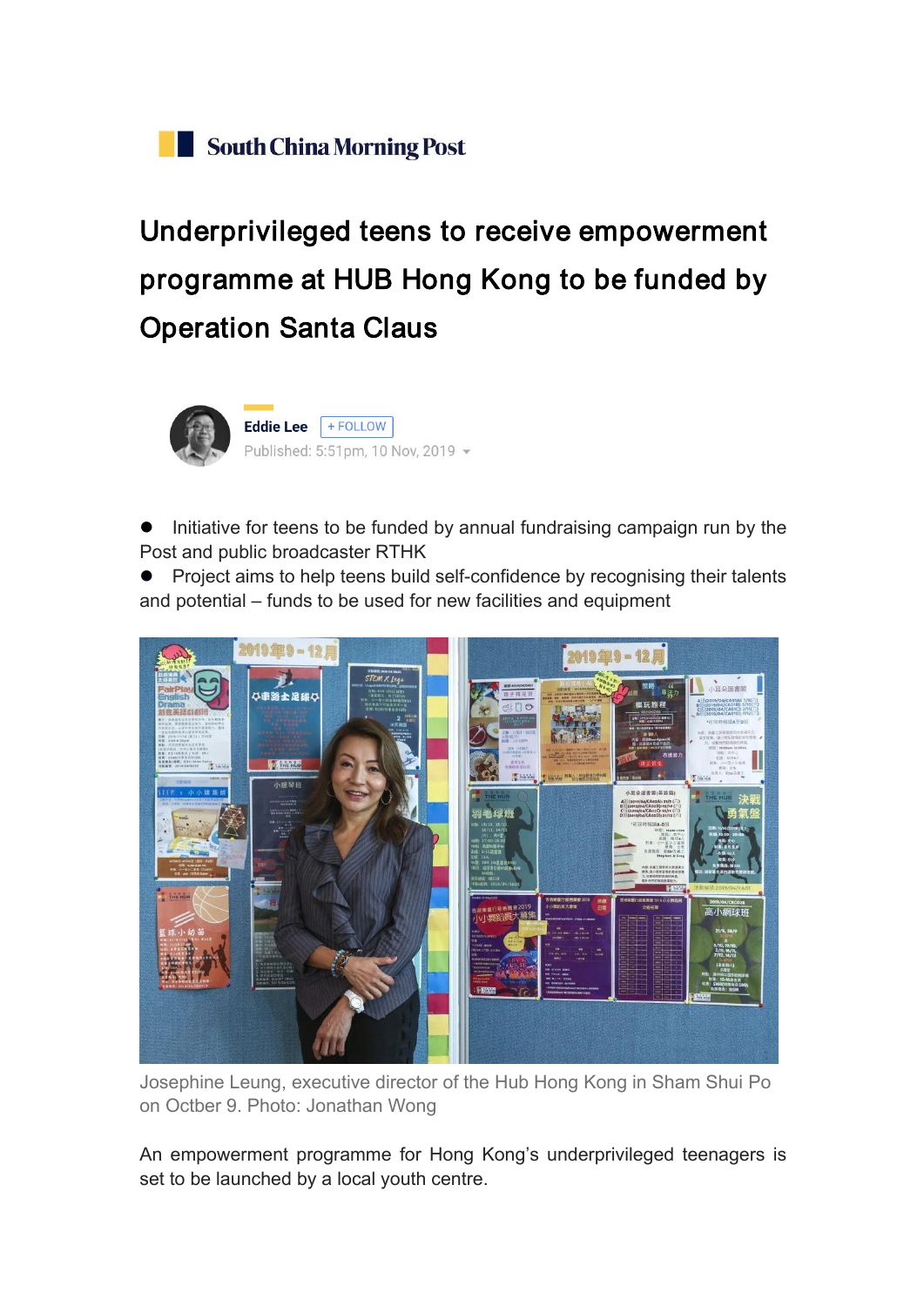South China Morning Post

# Underprivileged teens to receive empowerment programme at HUB Hong Kong to be funded by Operation Santa Claus

Eddie Lee + FOLLOW

Published: 5:51pm, 10 Nov, 2019

- Initiative for teens to be funded by annual fundraising campaign run by the Post and public broadcaster RTHK
- Project aims to help teens build self-confidence by recognising their talents and potential – funds to be used for new facilities and equipment

Josephine Leung, executive director of the Hub Hong Kong in Sham Shui Po on Octber 9. Photo: Jonathan Wong

An empowerment programme for Hong Kong's underprivileged teenagers is set to be launched by a local youth centre.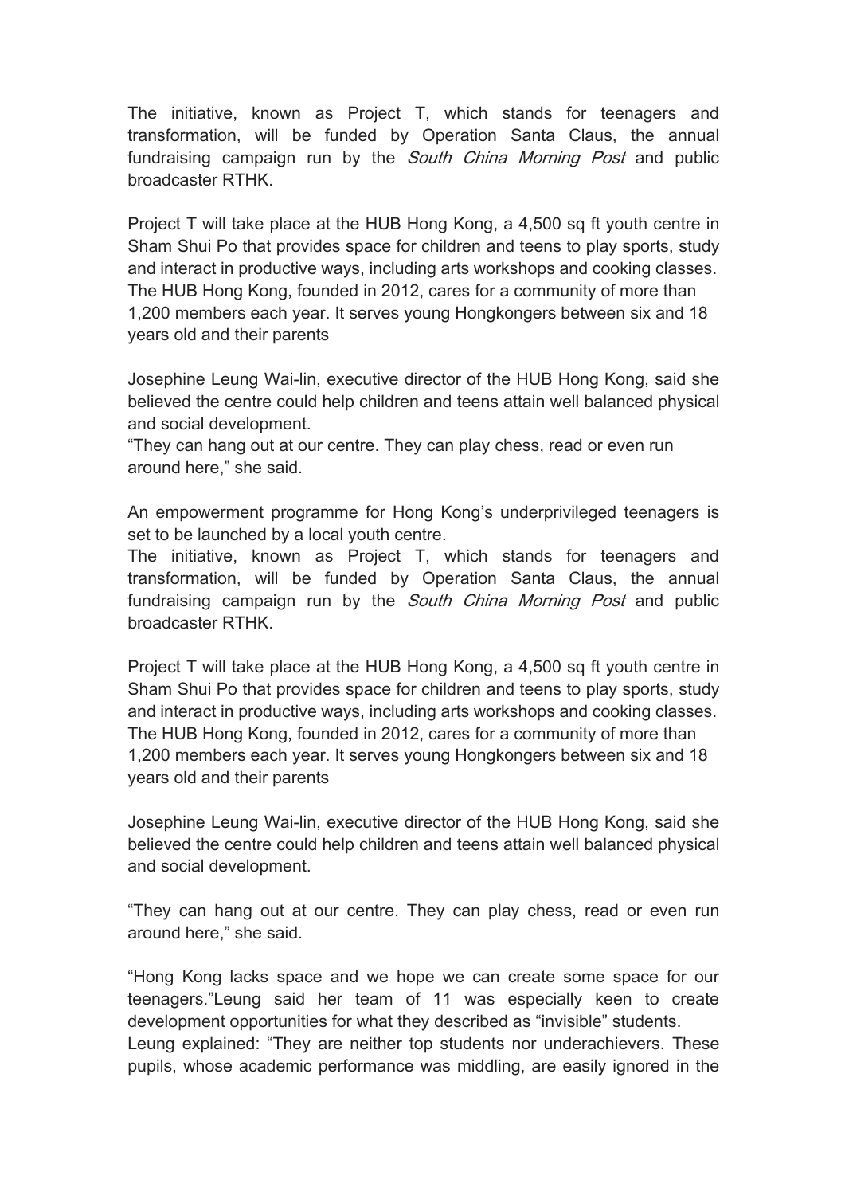The initiative, known as Project T, which stands for teenagers and transformation, will be funded by Operation Santa Claus, the annual fundraising campaign run by the *South China Morning Post* and public broadcaster RTHK.

Project T will take place at the HUB Hong Kong, a 4,500 sq ft youth centre in Sham Shui Po that provides space for children and teens to play sports, study and interact in productive ways, including arts workshops and cooking classes. The HUB Hong Kong, founded in 2012, cares for a community of more than 1,200 members each year. It serves young Hongkongers between six and 18 years old and their parents

Josephine Leung Wai-lin, executive director of the HUB Hong Kong, said she believed the centre could help children and teens attain well balanced physical and social development.
"They can hang out at our centre. They can play chess, read or even run around here," she said.

An empowerment programme for Hong Kong's underprivileged teenagers is set to be launched by a local youth centre.
The initiative, known as Project T, which stands for teenagers and transformation, will be funded by Operation Santa Claus, the annual fundraising campaign run by the *South China Morning Post* and public broadcaster RTHK.

Project T will take place at the HUB Hong Kong, a 4,500 sq ft youth centre in Sham Shui Po that provides space for children and teens to play sports, study and interact in productive ways, including arts workshops and cooking classes. The HUB Hong Kong, founded in 2012, cares for a community of more than 1,200 members each year. It serves young Hongkongers between six and 18 years old and their parents

Josephine Leung Wai-lin, executive director of the HUB Hong Kong, said she believed the centre could help children and teens attain well balanced physical and social development.

"They can hang out at our centre. They can play chess, read or even run around here," she said.

"Hong Kong lacks space and we hope we can create some space for our teenagers."Leung said her team of 11 was especially keen to create development opportunities for what they described as "invisible" students.
Leung explained: "They are neither top students nor underachievers. These pupils, whose academic performance was middling, are easily ignored in the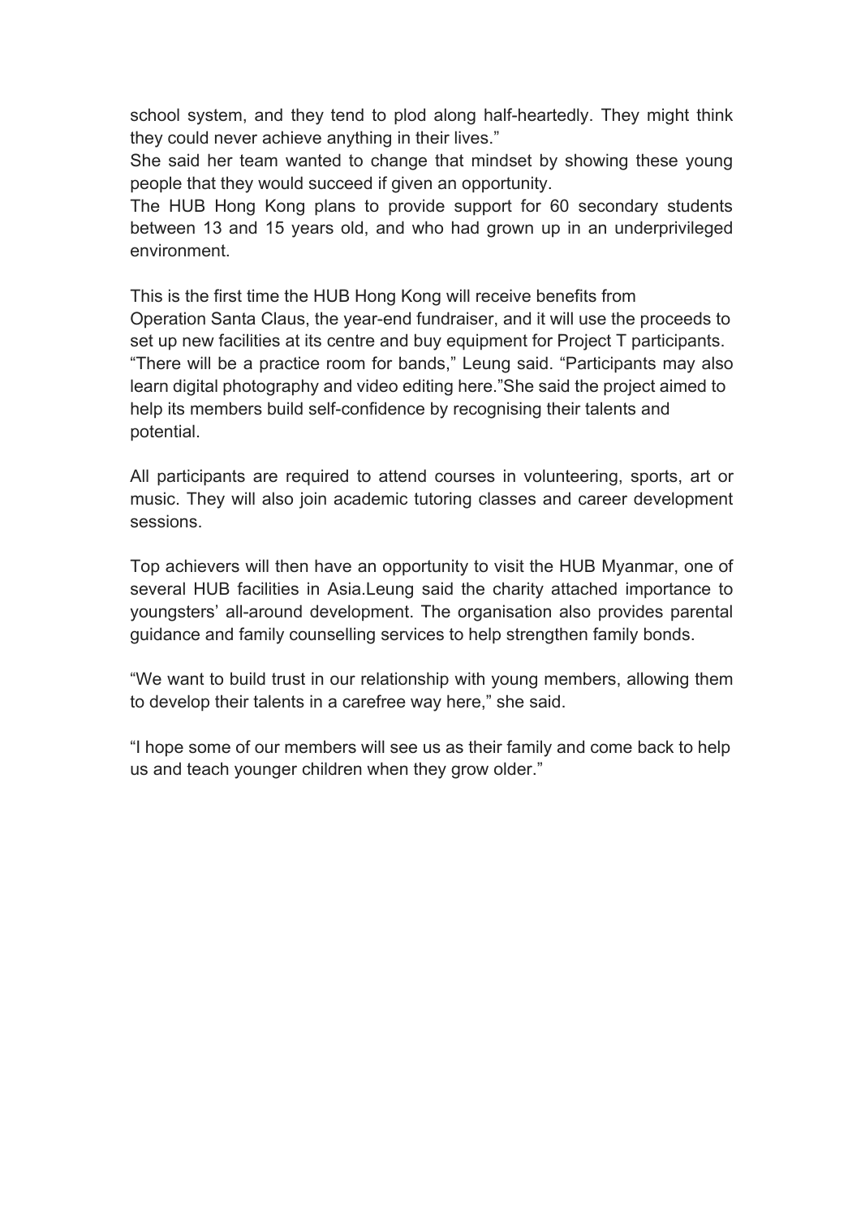school system, and they tend to plod along half-heartedly. They might think they could never achieve anything in their lives."

She said her team wanted to change that mindset by showing these young people that they would succeed if given an opportunity.

The HUB Hong Kong plans to provide support for 60 secondary students between 13 and 15 years old, and who had grown up in an underprivileged environment.

This is the first time the HUB Hong Kong will receive benefits from Operation Santa Claus, the year-end fundraiser, and it will use the proceeds to set up new facilities at its centre and buy equipment for Project T participants. "There will be a practice room for bands," Leung said. "Participants may also learn digital photography and video editing here."She said the project aimed to help its members build self-confidence by recognising their talents and potential.

All participants are required to attend courses in volunteering, sports, art or music. They will also join academic tutoring classes and career development sessions.

Top achievers will then have an opportunity to visit the HUB Myanmar, one of several HUB facilities in Asia.Leung said the charity attached importance to youngsters' all-around development. The organisation also provides parental guidance and family counselling services to help strengthen family bonds.

"We want to build trust in our relationship with young members, allowing them to develop their talents in a carefree way here," she said.

"I hope some of our members will see us as their family and come back to help us and teach younger children when they grow older."